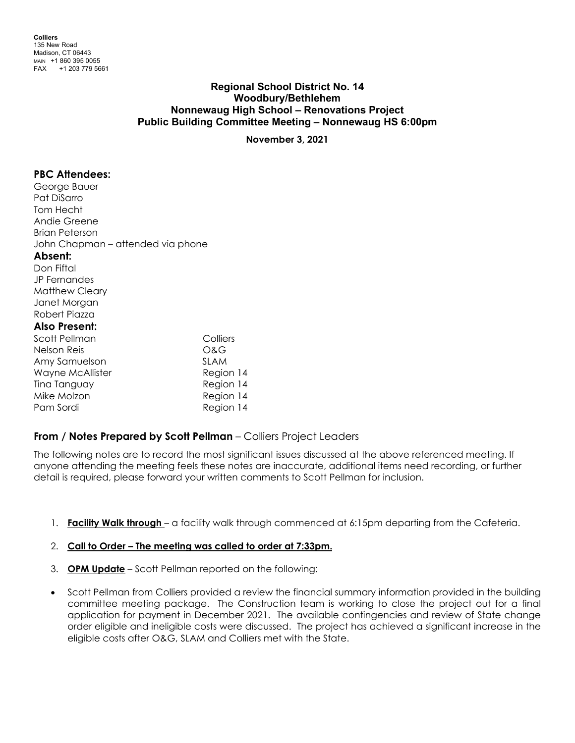**Colliers**
135 New Road
Madison, CT 06443
MAIN +1 860 395 0055
FAX +1 203 779 5661

## Regional School District No. 14
## Woodbury/Bethlehem
## Nonnewaug High School – Renovations Project
## Public Building Committee Meeting – Nonnewaug HS 6:00pm

**November 3, 2021**

**PBC Attendees:**
George Bauer
Pat DiSarro
Tom Hecht
Andie Greene
Brian Peterson
John Chapman – attended via phone

**Absent:**
Don Fiftal
JP Fernandes
Matthew Cleary
Janet Morgan
Robert Piazza

**Also Present:**

| | |
|---|---|
| Scott Pellman | Colliers |
| Nelson Reis | O&G |
| Amy Samuelson | SLAM |
| Wayne McAllister | Region 14 |
| Tina Tanguay | Region 14 |
| Mike Molzon | Region 14 |
| Pam Sordi | Region 14 |

**From / Notes Prepared by Scott Pellman** – Colliers Project Leaders

The following notes are to record the most significant issues discussed at the above referenced meeting. If anyone attending the meeting feels these notes are inaccurate, additional items need recording, or further detail is required, please forward your written comments to Scott Pellman for inclusion.

1. **Facility Walk through** – a facility walk through commenced at 6:15pm departing from the Cafeteria.

2. **Call to Order – The meeting was called to order at 7:33pm.**

3. **OPM Update** – Scott Pellman reported on the following:

- Scott Pellman from Colliers provided a review the financial summary information provided in the building committee meeting package. The Construction team is working to close the project out for a final application for payment in December 2021. The available contingencies and review of State change order eligible and ineligible costs were discussed. The project has achieved a significant increase in the eligible costs after O&G, SLAM and Colliers met with the State.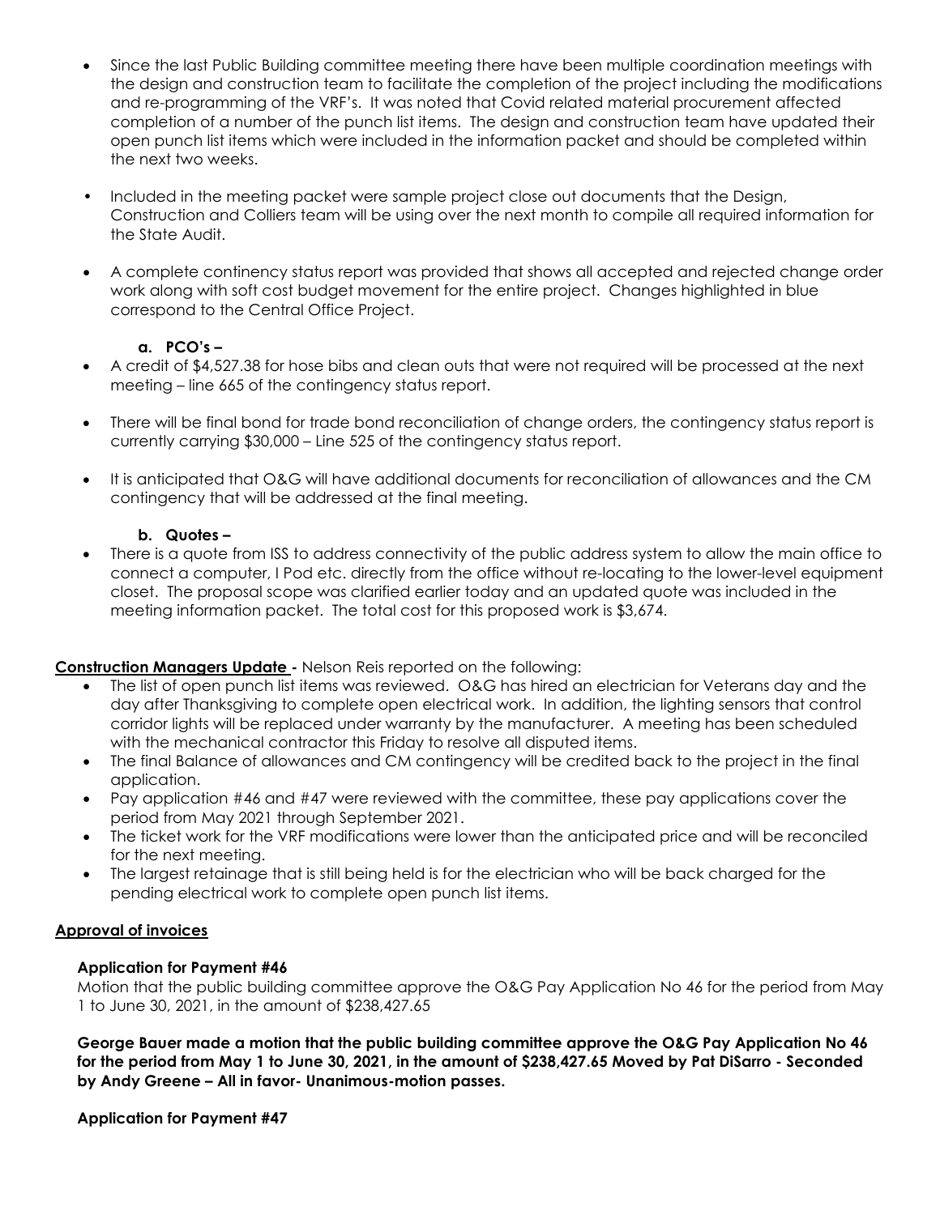- Since the last Public Building committee meeting there have been multiple coordination meetings with the design and construction team to facilitate the completion of the project including the modifications and re-programming of the VRF's. It was noted that Covid related material procurement affected completion of a number of the punch list items. The design and construction team have updated their open punch list items which were included in the information packet and should be completed within the next two weeks.
- Included in the meeting packet were sample project close out documents that the Design, Construction and Colliers team will be using over the next month to compile all required information for the State Audit.
- A complete continency status report was provided that shows all accepted and rejected change order work along with soft cost budget movement for the entire project. Changes highlighted in blue correspond to the Central Office Project.

**a. PCO's –**

- A credit of $4,527.38 for hose bibs and clean outs that were not required will be processed at the next meeting – line 665 of the contingency status report.
- There will be final bond for trade bond reconciliation of change orders, the contingency status report is currently carrying $30,000 – Line 525 of the contingency status report.
- It is anticipated that O&G will have additional documents for reconciliation of allowances and the CM contingency that will be addressed at the final meeting.

**b. Quotes –**

- There is a quote from ISS to address connectivity of the public address system to allow the main office to connect a computer, I Pod etc. directly from the office without re-locating to the lower-level equipment closet. The proposal scope was clarified earlier today and an updated quote was included in the meeting information packet. The total cost for this proposed work is $3,674.

**Construction Managers Update -** Nelson Reis reported on the following:

- The list of open punch list items was reviewed. O&G has hired an electrician for Veterans day and the day after Thanksgiving to complete open electrical work. In addition, the lighting sensors that control corridor lights will be replaced under warranty by the manufacturer. A meeting has been scheduled with the mechanical contractor this Friday to resolve all disputed items.
- The final Balance of allowances and CM contingency will be credited back to the project in the final application.
- Pay application #46 and #47 were reviewed with the committee, these pay applications cover the period from May 2021 through September 2021.
- The ticket work for the VRF modifications were lower than the anticipated price and will be reconciled for the next meeting.
- The largest retainage that is still being held is for the electrician who will be back charged for the pending electrical work to complete open punch list items.

**Approval of invoices**

**Application for Payment #46**

Motion that the public building committee approve the O&G Pay Application No 46 for the period from May 1 to June 30, 2021, in the amount of $238,427.65

**George Bauer made a motion that the public building committee approve the O&G Pay Application No 46 for the period from May 1 to June 30, 2021, in the amount of $238,427.65 Moved by Pat DiSarro - Seconded by Andy Greene – All in favor- Unanimous-motion passes.**

**Application for Payment #47**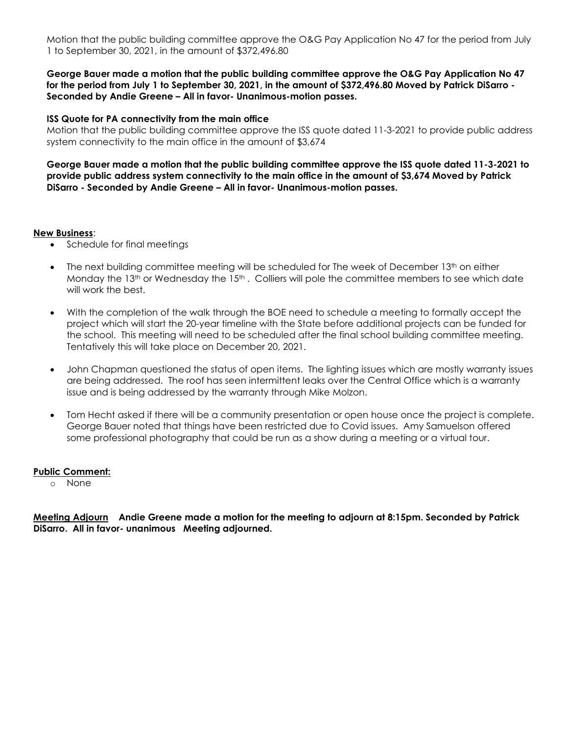Motion that the public building committee approve the O&G Pay Application No 47 for the period from July 1 to September 30, 2021, in the amount of $372,496.80

**George Bauer made a motion that the public building committee approve the O&G Pay Application No 47 for the period from July 1 to September 30, 2021, in the amount of $372,496.80 Moved by Patrick DiSarro - Seconded by Andie Greene – All in favor- Unanimous-motion passes.**

**ISS Quote for PA connectivity from the main office**

Motion that the public building committee approve the ISS quote dated 11-3-2021 to provide public address system connectivity to the main office in the amount of $3,674

**George Bauer made a motion that the public building committee approve the ISS quote dated 11-3-2021 to provide public address system connectivity to the main office in the amount of $3,674 Moved by Patrick DiSarro - Seconded by Andie Greene – All in favor- Unanimous-motion passes.**

**New Business**:

- Schedule for final meetings
- The next building committee meeting will be scheduled for The week of December 13th on either Monday the 13th or Wednesday the 15th . Colliers will pole the committee members to see which date will work the best.
- With the completion of the walk through the BOE need to schedule a meeting to formally accept the project which will start the 20-year timeline with the State before additional projects can be funded for the school. This meeting will need to be scheduled after the final school building committee meeting. Tentatively this will take place on December 20, 2021.
- John Chapman questioned the status of open items. The lighting issues which are mostly warranty issues are being addressed. The roof has seen intermittent leaks over the Central Office which is a warranty issue and is being addressed by the warranty through Mike Molzon.
- Tom Hecht asked if there will be a community presentation or open house once the project is complete. George Bauer noted that things have been restricted due to Covid issues. Amy Samuelson offered some professional photography that could be run as a show during a meeting or a virtual tour.

**Public Comment:**

- None

**Meeting Adjourn** **Andie Greene made a motion for the meeting to adjourn at 8:15pm. Seconded by Patrick DiSarro. All in favor- unanimous Meeting adjourned.**